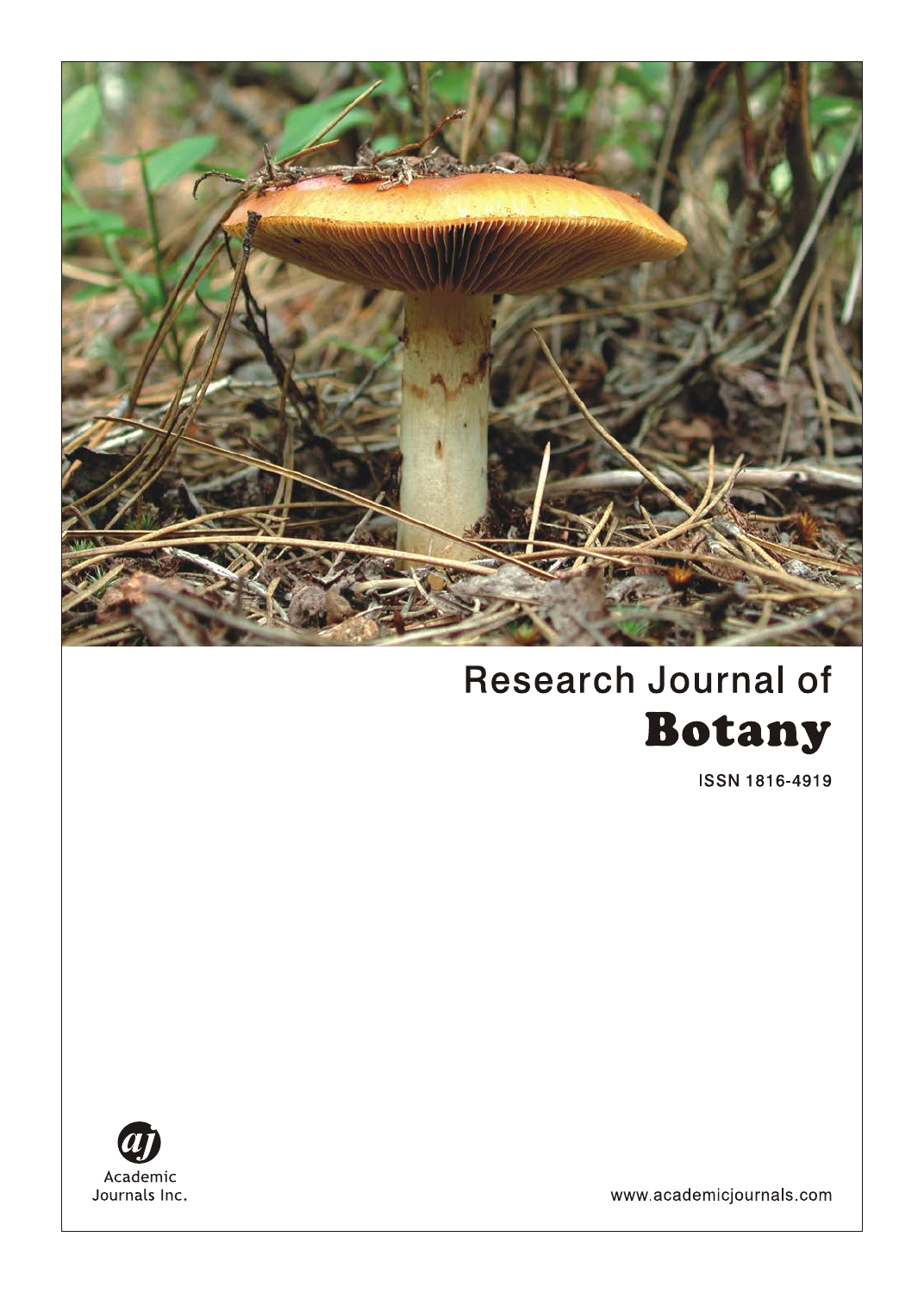# Research Journal of
# Botany

ISSN 1816-4919

Academic Journals Inc.

www.academicjournals.com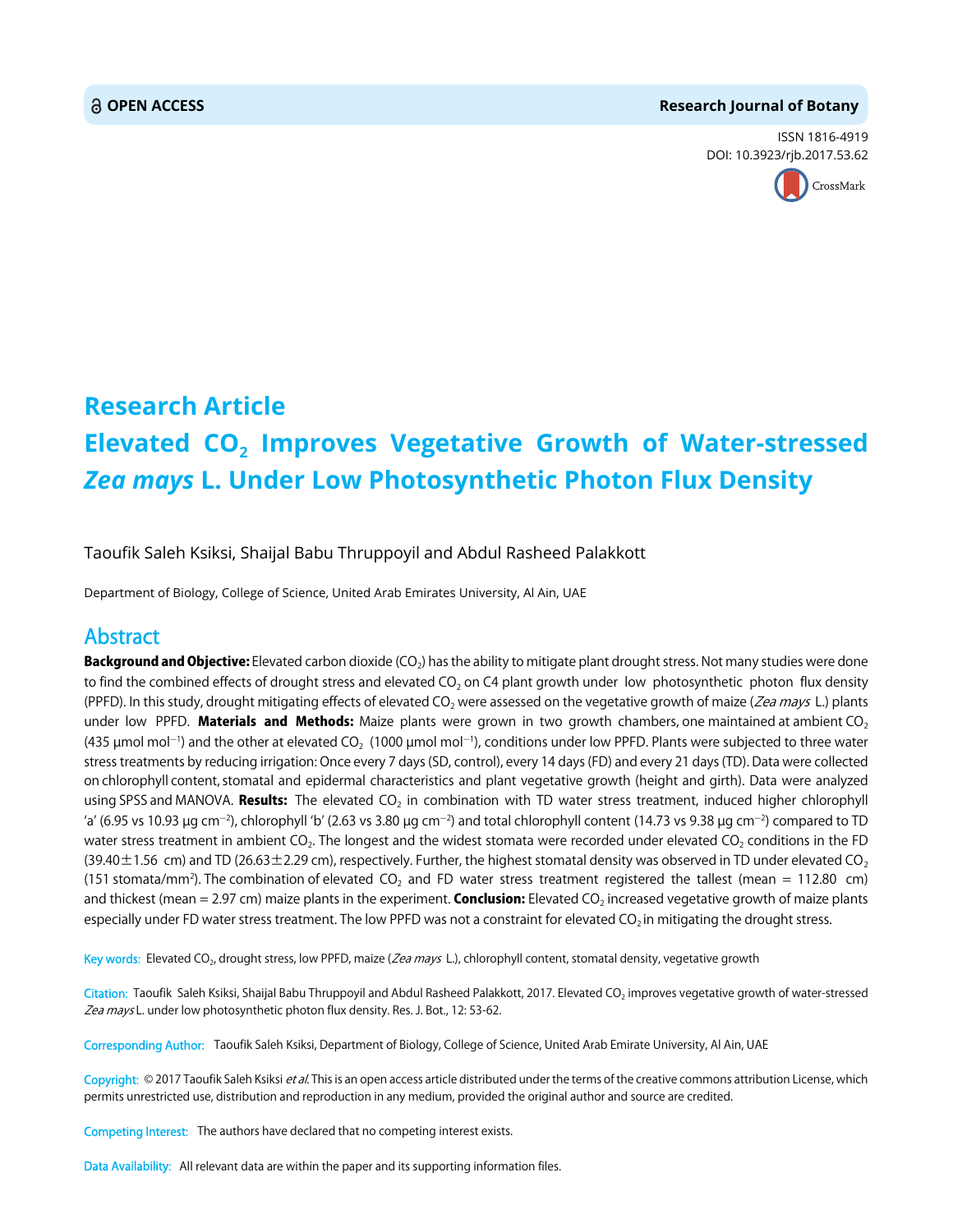# Research Article

# Elevated $CO_2$ Improves Vegetative Growth of Water-stressed *Zea mays* L. Under Low Photosynthetic Photon Flux Density

Taoufik Saleh Ksiksi, Shaijal Babu Thruppoyil and Abdul Rasheed Palakkott

Department of Biology, College of Science, United Arab Emirates University, Al Ain, UAE

## Abstract

**Background and Objective:** Elevated carbon dioxide ($CO_2$) has the ability to mitigate plant drought stress. Not many studies were done to find the combined effects of drought stress and elevated $CO_2$ on C4 plant growth under low photosynthetic photon flux density (PPFD). In this study, drought mitigating effects of elevated $CO_2$ were assessed on the vegetative growth of maize (*Zea mays* L.) plants under low PPFD. **Materials and Methods:** Maize plants were grown in two growth chambers, one maintained at ambient $CO_2$ (435 µmol mol$^{-1}$) and the other at elevated $CO_2$ (1000 µmol mol$^{-1}$), conditions under low PPFD. Plants were subjected to three water stress treatments by reducing irrigation: Once every 7 days (SD, control), every 14 days (FD) and every 21 days (TD). Data were collected on chlorophyll content, stomatal and epidermal characteristics and plant vegetative growth (height and girth). Data were analyzed using SPSS and MANOVA. **Results:** The elevated $CO_2$ in combination with TD water stress treatment, induced higher chlorophyll 'a' (6.95 vs 10.93 µg cm$^{-2}$), chlorophyll 'b' (2.63 vs 3.80 µg cm$^{-2}$) and total chlorophyll content (14.73 vs 9.38 µg cm$^{-2}$) compared to TD water stress treatment in ambient $CO_2$. The longest and the widest stomata were recorded under elevated $CO_2$ conditions in the FD (39.40±1.56 cm) and TD (26.63±2.29 cm), respectively. Further, the highest stomatal density was observed in TD under elevated $CO_2$ (151 stomata/mm$^2$). The combination of elevated $CO_2$ and FD water stress treatment registered the tallest (mean = 112.80 cm) and thickest (mean = 2.97 cm) maize plants in the experiment. **Conclusion:** Elevated $CO_2$ increased vegetative growth of maize plants especially under FD water stress treatment. The low PPFD was not a constraint for elevated $CO_2$ in mitigating the drought stress.

**Key words:** Elevated $CO_2$, drought stress, low PPFD, maize (*Zea mays* L.), chlorophyll content, stomatal density, vegetative growth

**Citation:** Taoufik Saleh Ksiksi, Shaijal Babu Thruppoyil and Abdul Rasheed Palakkott, 2017. Elevated $CO_2$ improves vegetative growth of water-stressed *Zea mays* L. under low photosynthetic photon flux density. Res. J. Bot., 12: 53-62.

**Corresponding Author:** Taoufik Saleh Ksiksi, Department of Biology, College of Science, United Arab Emirate University, Al Ain, UAE

**Copyright:** © 2017 Taoufik Saleh Ksiksi *et al.* This is an open access article distributed under the terms of the creative commons attribution License, which permits unrestricted use, distribution and reproduction in any medium, provided the original author and source are credited.

**Competing Interest:** The authors have declared that no competing interest exists.

**Data Availability:** All relevant data are within the paper and its supporting information files.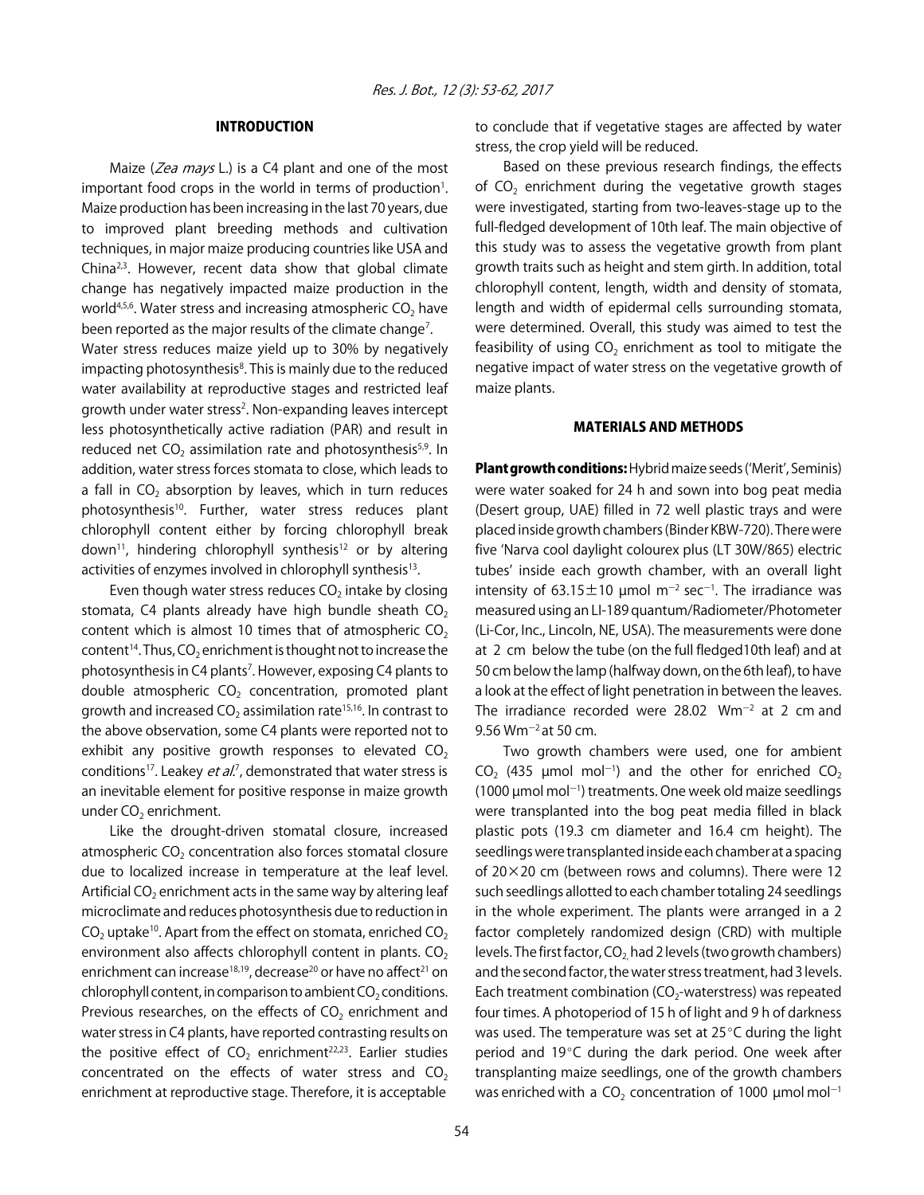## INTRODUCTION

Maize (*Zea mays* L.) is a C4 plant and one of the most important food crops in the world in terms of production[1]. Maize production has been increasing in the last 70 years, due to improved plant breeding methods and cultivation techniques, in major maize producing countries like USA and China[2,3]. However, recent data show that global climate change has negatively impacted maize production in the world[4,5,6]. Water stress and increasing atmospheric $CO_2$ have been reported as the major results of the climate change[7].
Water stress reduces maize yield up to 30% by negatively impacting photosynthesis[8]. This is mainly due to the reduced water availability at reproductive stages and restricted leaf growth under water stress[2]. Non-expanding leaves intercept less photosynthetically active radiation (PAR) and result in reduced net $CO_2$ assimilation rate and photosynthesis[5,9]. In addition, water stress forces stomata to close, which leads to a fall in $CO_2$ absorption by leaves, which in turn reduces photosynthesis[10]. Further, water stress reduces plant chlorophyll content either by forcing chlorophyll break down[11], hindering chlorophyll synthesis[12] or by altering activities of enzymes involved in chlorophyll synthesis[13].

Even though water stress reduces $CO_2$ intake by closing stomata, C4 plants already have high bundle sheath $CO_2$ content which is almost 10 times that of atmospheric $CO_2$ content[14]. Thus, $CO_2$ enrichment is thought not to increase the photosynthesis in C4 plants[7]. However, exposing C4 plants to double atmospheric $CO_2$ concentration, promoted plant growth and increased $CO_2$ assimilation rate[15,16]. In contrast to the above observation, some C4 plants were reported not to exhibit any positive growth responses to elevated $CO_2$ conditions[17]. Leakey *et al.*[7], demonstrated that water stress is an inevitable element for positive response in maize growth under $CO_2$ enrichment.

Like the drought-driven stomatal closure, increased atmospheric $CO_2$ concentration also forces stomatal closure due to localized increase in temperature at the leaf level. Artificial $CO_2$ enrichment acts in the same way by altering leaf microclimate and reduces photosynthesis due to reduction in $CO_2$ uptake[10]. Apart from the effect on stomata, enriched $CO_2$ environment also affects chlorophyll content in plants. $CO_2$ enrichment can increase[18,19], decrease[20] or have no affect[21] on chlorophyll content, in comparison to ambient $CO_2$ conditions. Previous researches, on the effects of $CO_2$ enrichment and water stress in C4 plants, have reported contrasting results on the positive effect of $CO_2$ enrichment[22,23]. Earlier studies concentrated on the effects of water stress and $CO_2$ enrichment at reproductive stage. Therefore, it is acceptable to conclude that if vegetative stages are affected by water stress, the crop yield will be reduced.

Based on these previous research findings, the effects of $CO_2$ enrichment during the vegetative growth stages were investigated, starting from two-leaves-stage up to the full-fledged development of 10th leaf. The main objective of this study was to assess the vegetative growth from plant growth traits such as height and stem girth. In addition, total chlorophyll content, length, width and density of stomata, length and width of epidermal cells surrounding stomata, were determined. Overall, this study was aimed to test the feasibility of using $CO_2$ enrichment as tool to mitigate the negative impact of water stress on the vegetative growth of maize plants.

## MATERIALS AND METHODS

**Plant growth conditions:** Hybrid maize seeds ('Merit', Seminis) were water soaked for 24 h and sown into bog peat media (Desert group, UAE) filled in 72 well plastic trays and were placed inside growth chambers (Binder KBW-720). There were five 'Narva cool daylight colourex plus (LT 30W/865) electric tubes' inside each growth chamber, with an overall light intensity of 63.15±10 μmol $m^{-2}$ $sec^{-1}$. The irradiance was measured using an LI-189 quantum/Radiometer/Photometer (Li-Cor, Inc., Lincoln, NE, USA). The measurements were done at 2 cm below the tube (on the full fledged10th leaf) and at 50 cm below the lamp (halfway down, on the 6th leaf), to have a look at the effect of light penetration in between the leaves. The irradiance recorded were 28.02 $Wm^{-2}$ at 2 cm and 9.56 $Wm^{-2}$ at 50 cm.

Two growth chambers were used, one for ambient $CO_2$ (435 μmol $mol^{-1}$) and the other for enriched $CO_2$ (1000 μmol $mol^{-1}$) treatments. One week old maize seedlings were transplanted into the bog peat media filled in black plastic pots (19.3 cm diameter and 16.4 cm height). The seedlings were transplanted inside each chamber at a spacing of 20×20 cm (between rows and columns). There were 12 such seedlings allotted to each chamber totaling 24 seedlings in the whole experiment. The plants were arranged in a 2 factor completely randomized design (CRD) with multiple levels. The first factor, $CO_2$ had 2 levels (two growth chambers) and the second factor, the water stress treatment, had 3 levels. Each treatment combination ($CO_2$-waterstress) was repeated four times. A photoperiod of 15 h of light and 9 h of darkness was used. The temperature was set at 25°C during the light period and 19°C during the dark period. One week after transplanting maize seedlings, one of the growth chambers was enriched with a $CO_2$ concentration of 1000 μmol $mol^{-1}$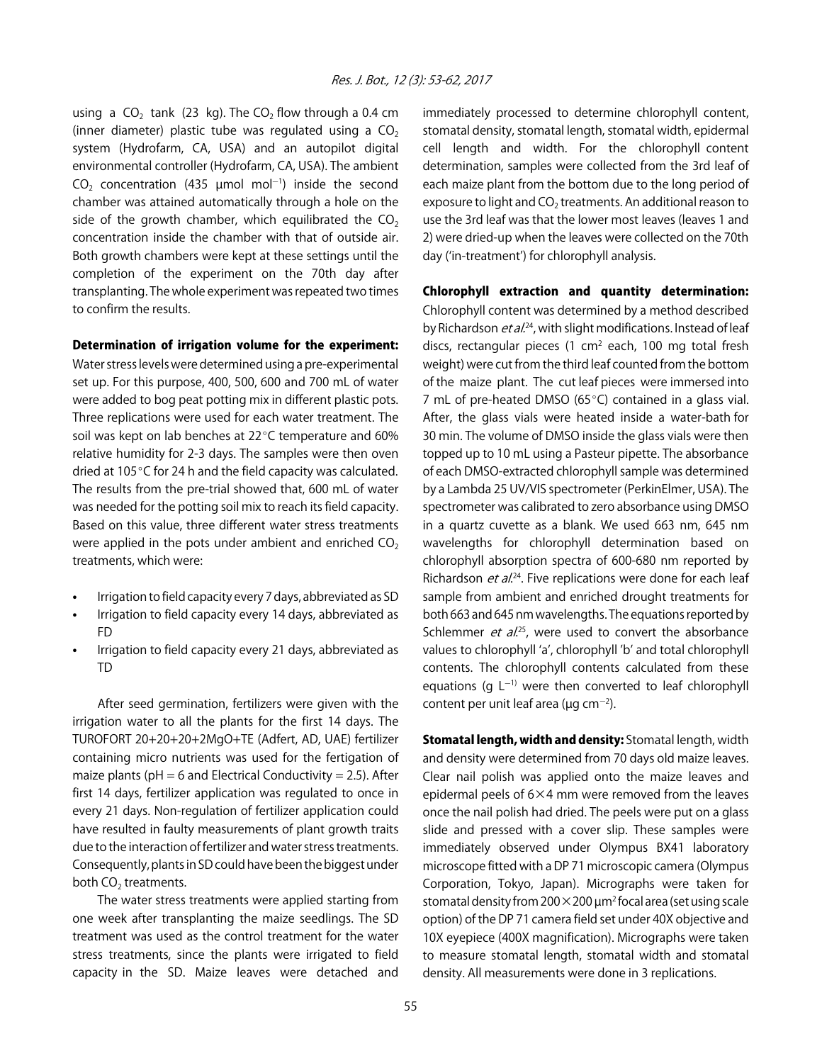using a $CO_2$ tank (23 kg). The $CO_2$ flow through a 0.4 cm (inner diameter) plastic tube was regulated using a $CO_2$ system (Hydrofarm, CA, USA) and an autopilot digital environmental controller (Hydrofarm, CA, USA). The ambient $CO_2$ concentration (435 μmol $mol^{-1}$) inside the second chamber was attained automatically through a hole on the side of the growth chamber, which equilibrated the $CO_2$ concentration inside the chamber with that of outside air. Both growth chambers were kept at these settings until the completion of the experiment on the 70th day after transplanting. The whole experiment was repeated two times to confirm the results.

**Determination of irrigation volume for the experiment:** Water stress levels were determined using a pre-experimental set up. For this purpose, 400, 500, 600 and 700 mL of water were added to bog peat potting mix in different plastic pots. Three replications were used for each water treatment. The soil was kept on lab benches at 22°C temperature and 60% relative humidity for 2-3 days. The samples were then oven dried at 105°C for 24 h and the field capacity was calculated. The results from the pre-trial showed that, 600 mL of water was needed for the potting soil mix to reach its field capacity. Based on this value, three different water stress treatments were applied in the pots under ambient and enriched $CO_2$ treatments, which were:

- Irrigation to field capacity every 7 days, abbreviated as SD
- Irrigation to field capacity every 14 days, abbreviated as FD
- Irrigation to field capacity every 21 days, abbreviated as TD

After seed germination, fertilizers were given with the irrigation water to all the plants for the first 14 days. The TUROFORT 20+20+20+2MgO+TE (Adfert, AD, UAE) fertilizer containing micro nutrients was used for the fertigation of maize plants (pH = 6 and Electrical Conductivity = 2.5). After first 14 days, fertilizer application was regulated to once in every 21 days. Non-regulation of fertilizer application could have resulted in faulty measurements of plant growth traits due to the interaction of fertilizer and water stress treatments. Consequently, plants in SD could have been the biggest under both $CO_2$ treatments.

The water stress treatments were applied starting from one week after transplanting the maize seedlings. The SD treatment was used as the control treatment for the water stress treatments, since the plants were irrigated to field capacity in the SD. Maize leaves were detached and immediately processed to determine chlorophyll content, stomatal density, stomatal length, stomatal width, epidermal cell length and width. For the chlorophyll content determination, samples were collected from the 3rd leaf of each maize plant from the bottom due to the long period of exposure to light and $CO_2$ treatments. An additional reason to use the 3rd leaf was that the lower most leaves (leaves 1 and 2) were dried-up when the leaves were collected on the 70th day ('in-treatment') for chlorophyll analysis.

**Chlorophyll extraction and quantity determination:** Chlorophyll content was determined by a method described by Richardson *et al.*[24], with slight modifications. Instead of leaf discs, rectangular pieces (1 $cm^2$ each, 100 mg total fresh weight) were cut from the third leaf counted from the bottom of the maize plant. The cut leaf pieces were immersed into 7 mL of pre-heated DMSO (65°C) contained in a glass vial. After, the glass vials were heated inside a water-bath for 30 min. The volume of DMSO inside the glass vials were then topped up to 10 mL using a Pasteur pipette. The absorbance of each DMSO-extracted chlorophyll sample was determined by a Lambda 25 UV/VIS spectrometer (PerkinElmer, USA). The spectrometer was calibrated to zero absorbance using DMSO in a quartz cuvette as a blank. We used 663 nm, 645 nm wavelengths for chlorophyll determination based on chlorophyll absorption spectra of 600-680 nm reported by Richardson *et al.*[24]. Five replications were done for each leaf sample from ambient and enriched drought treatments for both 663 and 645 nm wavelengths. The equations reported by Schlemmer *et al.*[25], were used to convert the absorbance values to chlorophyll 'a', chlorophyll 'b' and total chlorophyll contents. The chlorophyll contents calculated from these equations (g $L^{-1}$) were then converted to leaf chlorophyll content per unit leaf area (μg $cm^{-2}$).

**Stomatal length, width and density:** Stomatal length, width and density were determined from 70 days old maize leaves. Clear nail polish was applied onto the maize leaves and epidermal peels of 6×4 mm were removed from the leaves once the nail polish had dried. The peels were put on a glass slide and pressed with a cover slip. These samples were immediately observed under Olympus BX41 laboratory microscope fitted with a DP 71 microscopic camera (Olympus Corporation, Tokyo, Japan). Micrographs were taken for stomatal density from 200×200 $\mu m^2$ focal area (set using scale option) of the DP 71 camera field set under 40X objective and 10X eyepiece (400X magnification). Micrographs were taken to measure stomatal length, stomatal width and stomatal density. All measurements were done in 3 replications.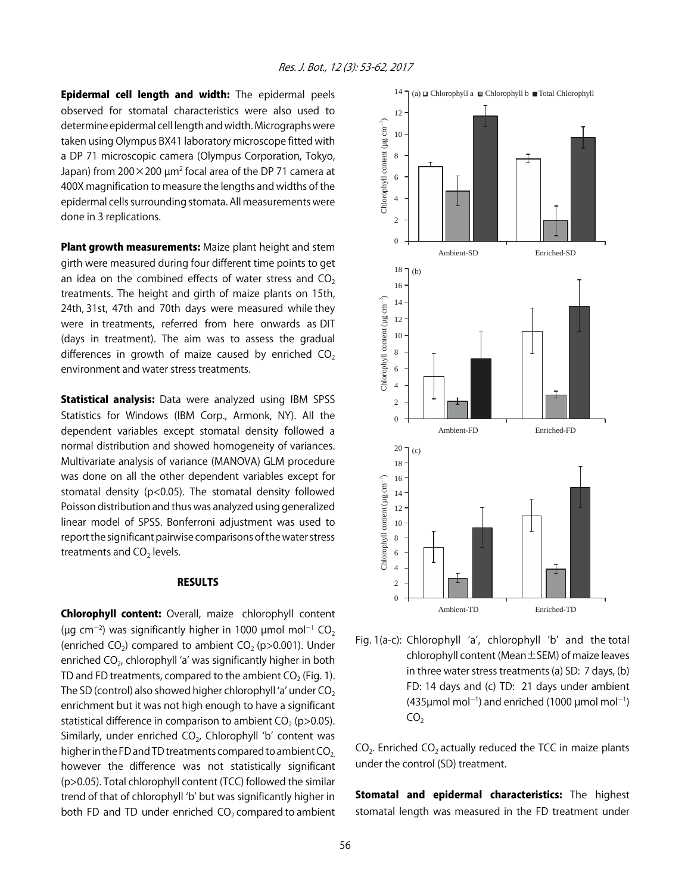**Epidermal cell length and width:** The epidermal peels observed for stomatal characteristics were also used to determine epidermal cell length and width. Micrographs were taken using Olympus BX41 laboratory microscope fitted with a DP 71 microscopic camera (Olympus Corporation, Tokyo, Japan) from $200\times200$ μm$^2$ focal area of the DP 71 camera at 400X magnification to measure the lengths and widths of the epidermal cells surrounding stomata. All measurements were done in 3 replications.

**Plant growth measurements:** Maize plant height and stem girth were measured during four different time points to get an idea on the combined effects of water stress and $CO_2$ treatments. The height and girth of maize plants on 15th, 24th, 31st, 47th and 70th days were measured while they were in treatments, referred from here onwards as DIT (days in treatment). The aim was to assess the gradual differences in growth of maize caused by enriched $CO_2$ environment and water stress treatments.

**Statistical analysis:** Data were analyzed using IBM SPSS Statistics for Windows (IBM Corp., Armonk, NY). All the dependent variables except stomatal density followed a normal distribution and showed homogeneity of variances. Multivariate analysis of variance (MANOVA) GLM procedure was done on all the other dependent variables except for stomatal density ($p<0.05$). The stomatal density followed Poisson distribution and thus was analyzed using generalized linear model of SPSS. Bonferroni adjustment was used to report the significant pairwise comparisons of the water stress treatments and $CO_2$ levels.

## RESULTS

**Chlorophyll content:** Overall, maize chlorophyll content (μg cm$^{-2}$) was significantly higher in 1000 μmol mol$^{-1}$ $CO_2$ (enriched $CO_2$) compared to ambient $CO_2$ ($p>0.001$). Under enriched $CO_2$, chlorophyll 'a' was significantly higher in both TD and FD treatments, compared to the ambient $CO_2$ (Fig. 1). The SD (control) also showed higher chlorophyll 'a' under $CO_2$ enrichment but it was not high enough to have a significant statistical difference in comparison to ambient $CO_2$ ($p>0.05$). Similarly, under enriched $CO_2$, Chlorophyll 'b' content was higher in the FD and TD treatments compared to ambient $CO_2$, however the difference was not statistically significant ($p>0.05$). Total chlorophyll content (TCC) followed the similar trend of that of chlorophyll 'b' but was significantly higher in both FD and TD under enriched $CO_2$ compared to ambient $CO_2$. Enriched $CO_2$ actually reduced the TCC in maize plants under the control (SD) treatment.

Fig. 1(a-c): Chlorophyll 'a', chlorophyll 'b' and the total chlorophyll content (Mean$\pm$SEM) of maize leaves in three water stress treatments (a) SD: 7 days, (b) FD: 14 days and (c) TD: 21 days under ambient (435μmol mol$^{-1}$) and enriched (1000 μmol mol$^{-1}$) $CO_2$

**Stomatal and epidermal characteristics:** The highest stomatal length was measured in the FD treatment under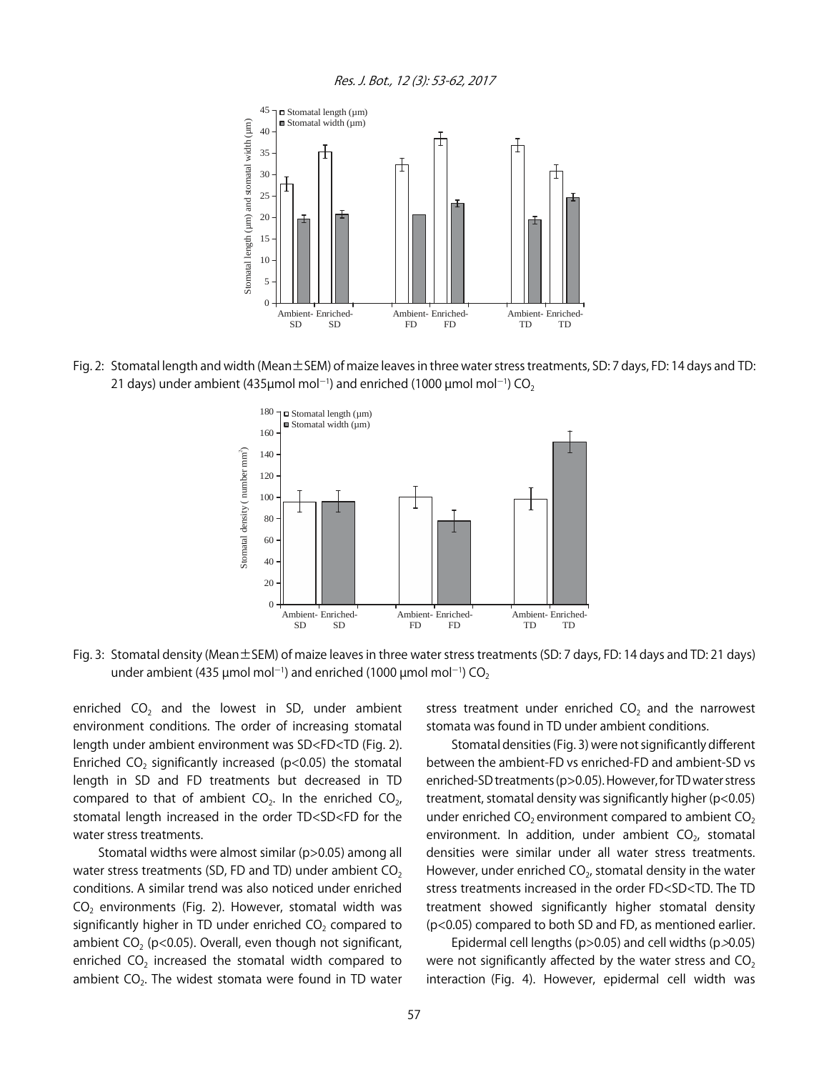Fig. 2: Stomatal length and width (Mean±SEM) of maize leaves in three water stress treatments, SD: 7 days, FD: 14 days and TD: 21 days) under ambient (435µmol mol$^{-1}$) and enriched (1000 µmol mol$^{-1}$) $CO_2$

Fig. 3: Stomatal density (Mean±SEM) of maize leaves in three water stress treatments (SD: 7 days, FD: 14 days and TD: 21 days) under ambient (435 µmol mol$^{-1}$) and enriched (1000 µmol mol$^{-1}$) $CO_2$

enriched $CO_2$ and the lowest in SD, under ambient environment conditions. The order of increasing stomatal length under ambient environment was SD<FD<TD (Fig. 2). Enriched $CO_2$ significantly increased ($p<0.05$) the stomatal length in SD and FD treatments but decreased in TD compared to that of ambient $CO_2$. In the enriched $CO_2$, stomatal length increased in the order TD<SD<FD for the water stress treatments.

Stomatal widths were almost similar ($p>0.05$) among all water stress treatments (SD, FD and TD) under ambient $CO_2$ conditions. A similar trend was also noticed under enriched $CO_2$ environments (Fig. 2). However, stomatal width was significantly higher in TD under enriched $CO_2$ compared to ambient $CO_2$ ($p<0.05$). Overall, even though not significant, enriched $CO_2$ increased the stomatal width compared to ambient $CO_2$. The widest stomata were found in TD water stress treatment under enriched $CO_2$ and the narrowest stomata was found in TD under ambient conditions.

Stomatal densities (Fig. 3) were not significantly different between the ambient-FD vs enriched-FD and ambient-SD vs enriched-SD treatments ($p>0.05$). However, for TD water stress treatment, stomatal density was significantly higher ($p<0.05$) under enriched $CO_2$ environment compared to ambient $CO_2$ environment. In addition, under ambient $CO_2$, stomatal densities were similar under all water stress treatments. However, under enriched $CO_2$, stomatal density in the water stress treatments increased in the order FD<SD<TD. The TD treatment showed significantly higher stomatal density ($p<0.05$) compared to both SD and FD, as mentioned earlier.

Epidermal cell lengths ($p>0.05$) and cell widths ($p>0.05$) were not significantly affected by the water stress and $CO_2$ interaction (Fig. 4). However, epidermal cell width was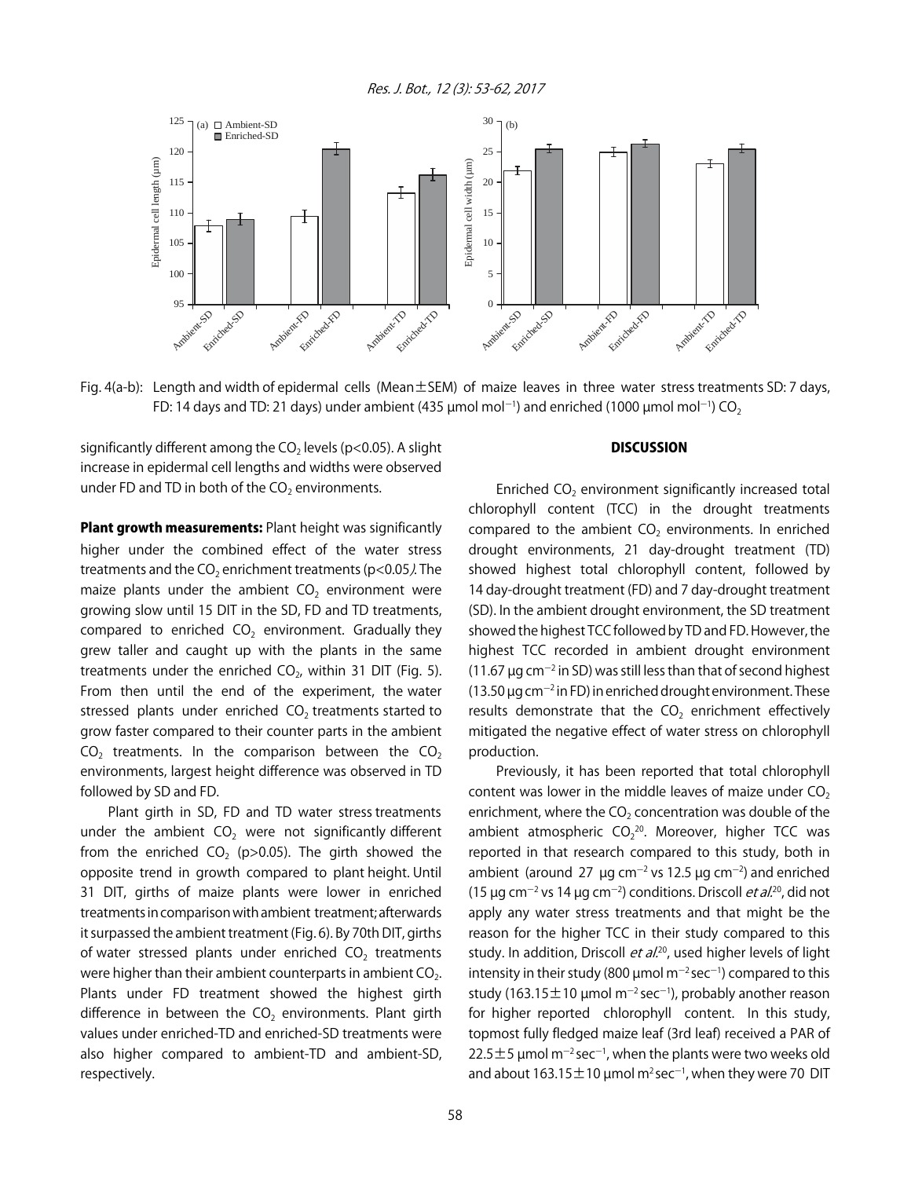Fig. 4(a-b): Length and width of epidermal cells (Mean±SEM) of maize leaves in three water stress treatments SD: 7 days, FD: 14 days and TD: 21 days) under ambient (435 μmol mol$^{-1}$) and enriched (1000 μmol mol$^{-1}$) $CO_2$

significantly different among the $CO_2$ levels ($p<0.05$). A slight increase in epidermal cell lengths and widths were observed under FD and TD in both of the $CO_2$ environments.

**Plant growth measurements:** Plant height was significantly higher under the combined effect of the water stress treatments and the $CO_2$ enrichment treatments ($p<0.05$). The maize plants under the ambient $CO_2$ environment were growing slow until 15 DIT in the SD, FD and TD treatments, compared to enriched $CO_2$ environment. Gradually they grew taller and caught up with the plants in the same treatments under the enriched $CO_2$, within 31 DIT (Fig. 5). From then until the end of the experiment, the water stressed plants under enriched $CO_2$ treatments started to grow faster compared to their counter parts in the ambient $CO_2$ treatments. In the comparison between the $CO_2$ environments, largest height difference was observed in TD followed by SD and FD.

Plant girth in SD, FD and TD water stress treatments under the ambient $CO_2$ were not significantly different from the enriched $CO_2$ ($p>0.05$). The girth showed the opposite trend in growth compared to plant height. Until 31 DIT, girths of maize plants were lower in enriched treatments in comparison with ambient treatment; afterwards it surpassed the ambient treatment (Fig. 6). By 70th DIT, girths of water stressed plants under enriched $CO_2$ treatments were higher than their ambient counterparts in ambient $CO_2$. Plants under FD treatment showed the highest girth difference in between the $CO_2$ environments. Plant girth values under enriched-TD and enriched-SD treatments were also higher compared to ambient-TD and ambient-SD, respectively.

## DISCUSSION

Enriched $CO_2$ environment significantly increased total chlorophyll content (TCC) in the drought treatments compared to the ambient $CO_2$ environments. In enriched drought environments, 21 day-drought treatment (TD) showed highest total chlorophyll content, followed by 14 day-drought treatment (FD) and 7 day-drought treatment (SD). In the ambient drought environment, the SD treatment showed the highest TCC followed by TD and FD. However, the highest TCC recorded in ambient drought environment (11.67 μg cm$^{-2}$ in SD) was still less than that of second highest (13.50 μg cm$^{-2}$ in FD) in enriched drought environment. These results demonstrate that the $CO_2$ enrichment effectively mitigated the negative effect of water stress on chlorophyll production.

Previously, it has been reported that total chlorophyll content was lower in the middle leaves of maize under $CO_2$ enrichment, where the $CO_2$ concentration was double of the ambient atmospheric $CO_2$[20]. Moreover, higher TCC was reported in that research compared to this study, both in ambient (around 27 μg cm$^{-2}$ vs 12.5 μg cm$^{-2}$) and enriched (15 μg cm$^{-2}$ vs 14 μg cm$^{-2}$) conditions. Driscoll *et al.*[20], did not apply any water stress treatments and that might be the reason for the higher TCC in their study compared to this study. In addition, Driscoll *et al.*[20], used higher levels of light intensity in their study (800 μmol m$^{-2}$ sec$^{-1}$) compared to this study (163.15±10 μmol m$^{-2}$ sec$^{-1}$), probably another reason for higher reported chlorophyll content. In this study, topmost fully fledged maize leaf (3rd leaf) received a PAR of 22.5±5 μmol m$^{-2}$ sec$^{-1}$, when the plants were two weeks old and about 163.15±10 μmol m$^{2}$ sec$^{-1}$, when they were 70 DIT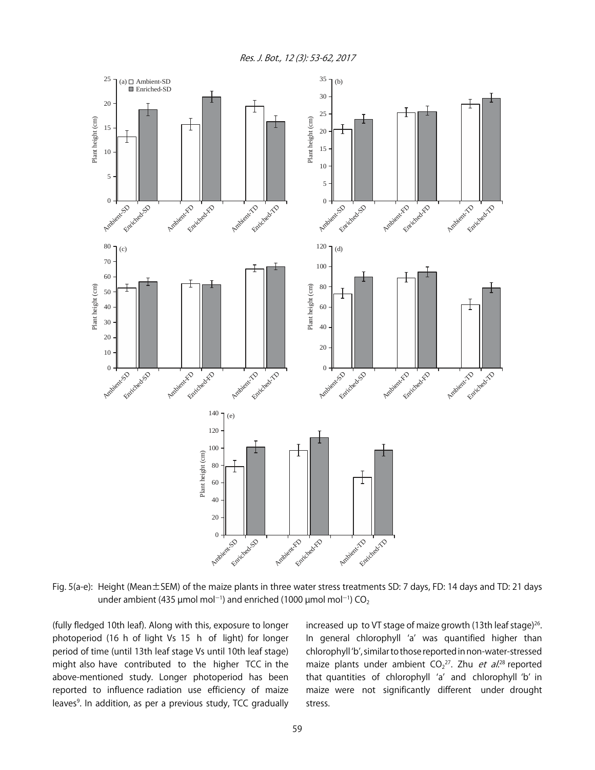Fig. 5(a-e): Height (Mean±SEM) of the maize plants in three water stress treatments SD: 7 days, FD: 14 days and TD: 21 days under ambient (435 µmol mol$^{-1}$) and enriched (1000 µmol mol$^{-1}$) $CO_2$

(fully fledged 10th leaf). Along with this, exposure to longer photoperiod (16 h of light Vs 15 h of light) for longer period of time (until 13th leaf stage Vs until 10th leaf stage) might also have contributed to the higher TCC in the above-mentioned study. Longer photoperiod has been reported to influence radiation use efficiency of maize leaves[9]. In addition, as per a previous study, TCC gradually increased up to VT stage of maize growth (13th leaf stage)[26]. In general chlorophyll 'a' was quantified higher than chlorophyll 'b', similar to those reported in non-water-stressed maize plants under ambient $CO_2$[27]. Zhu *et al*.[28] reported that quantities of chlorophyll 'a' and chlorophyll 'b' in maize were not significantly different under drought stress.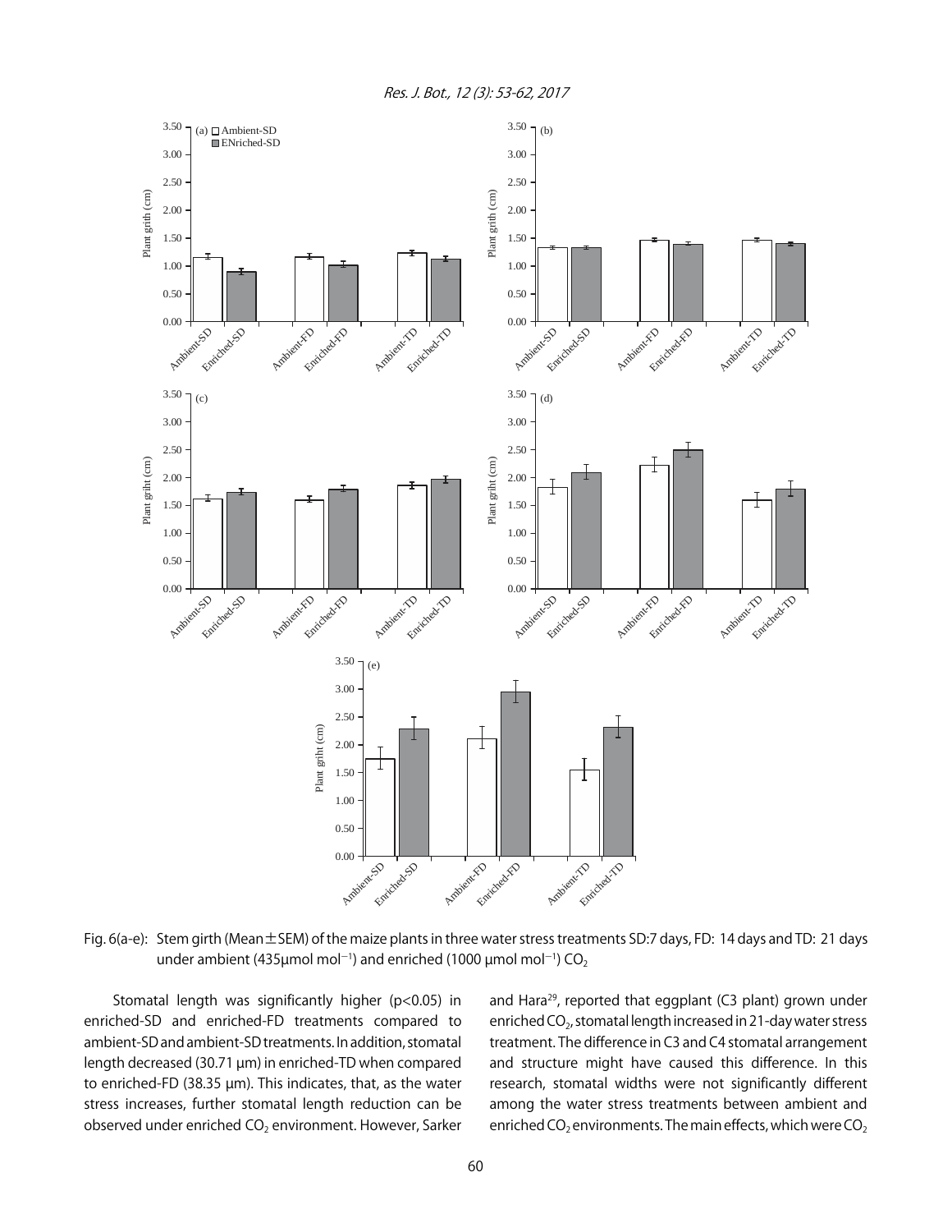Fig. 6(a-e): Stem girth (Mean ± SEM) of the maize plants in three water stress treatments SD:7 days, FD: 14 days and TD: 21 days under ambient (435µmol mol$^{-1}$) and enriched (1000 µmol mol$^{-1}$) $CO_2$

Stomatal length was significantly higher ($p<0.05$) in enriched-SD and enriched-FD treatments compared to ambient-SD and ambient-SD treatments. In addition, stomatal length decreased (30.71 µm) in enriched-TD when compared to enriched-FD (38.35 µm). This indicates, that, as the water stress increases, further stomatal length reduction can be observed under enriched $CO_2$ environment. However, Sarker and Hara[29], reported that eggplant (C3 plant) grown under enriched $CO_2$, stomatal length increased in 21-day water stress treatment. The difference in C3 and C4 stomatal arrangement and structure might have caused this difference. In this research, stomatal widths were not significantly different among the water stress treatments between ambient and enriched $CO_2$ environments. The main effects, which were $CO_2$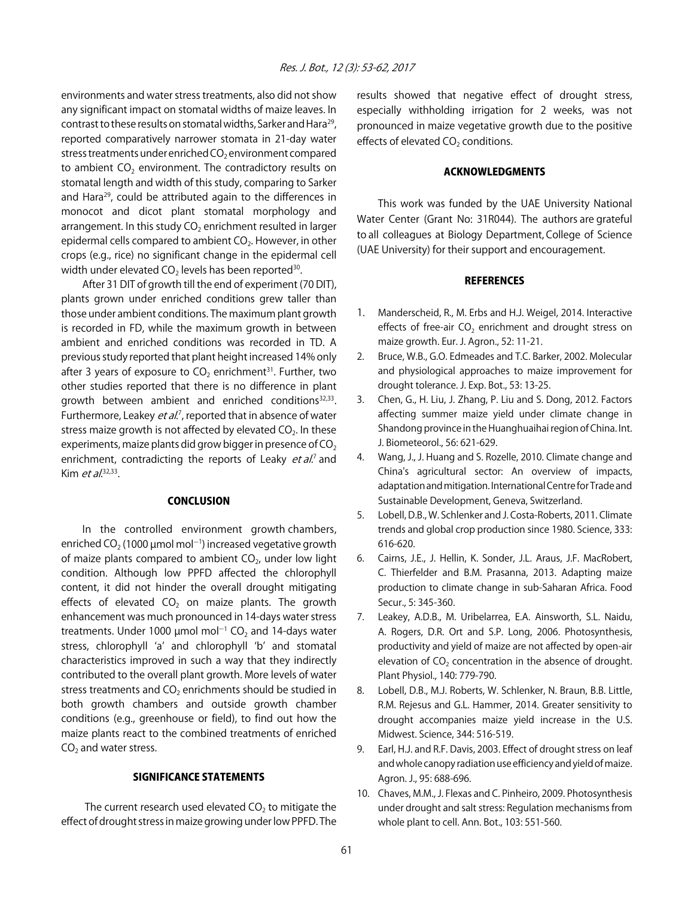environments and water stress treatments, also did not show any significant impact on stomatal widths of maize leaves. In contrast to these results on stomatal widths, Sarker and Hara[29], reported comparatively narrower stomata in 21-day water stress treatments under enriched $CO_2$ environment compared to ambient $CO_2$ environment. The contradictory results on stomatal length and width of this study, comparing to Sarker and Hara[29], could be attributed again to the differences in monocot and dicot plant stomatal morphology and arrangement. In this study $CO_2$ enrichment resulted in larger epidermal cells compared to ambient $CO_2$. However, in other crops (e.g., rice) no significant change in the epidermal cell width under elevated $CO_2$ levels has been reported[30].

After 31 DIT of growth till the end of experiment (70 DIT), plants grown under enriched conditions grew taller than those under ambient conditions. The maximum plant growth is recorded in FD, while the maximum growth in between ambient and enriched conditions was recorded in TD. A previous study reported that plant height increased 14% only after 3 years of exposure to $CO_2$ enrichment[31]. Further, two other studies reported that there is no difference in plant growth between ambient and enriched conditions[32,33]. Furthermore, Leakey *et al.*[7], reported that in absence of water stress maize growth is not affected by elevated $CO_2$. In these experiments, maize plants did grow bigger in presence of $CO_2$ enrichment, contradicting the reports of Leakey *et al.*[7] and Kim *et al.*[32,33].

## CONCLUSION

In the controlled environment growth chambers, enriched $CO_2$ (1000 µmol mol$^{-1}$) increased vegetative growth of maize plants compared to ambient $CO_2$, under low light condition. Although low PPFD affected the chlorophyll content, it did not hinder the overall drought mitigating effects of elevated $CO_2$ on maize plants. The growth enhancement was much pronounced in 14-days water stress treatments. Under 1000 µmol mol$^{-1}$ $CO_2$ and 14-days water stress, chlorophyll 'a' and chlorophyll 'b' and stomatal characteristics improved in such a way that they indirectly contributed to the overall plant growth. More levels of water stress treatments and $CO_2$ enrichments should be studied in both growth chambers and outside growth chamber conditions (e.g., greenhouse or field), to find out how the maize plants react to the combined treatments of enriched $CO_2$ and water stress.

## SIGNIFICANCE STATEMENTS

The current research used elevated $CO_2$ to mitigate the effect of drought stress in maize growing under low PPFD. The results showed that negative effect of drought stress, especially withholding irrigation for 2 weeks, was not pronounced in maize vegetative growth due to the positive effects of elevated $CO_2$ conditions.

## ACKNOWLEDGMENTS

This work was funded by the UAE University National Water Center (Grant No: 31R044). The authors are grateful to all colleagues at Biology Department, College of Science (UAE University) for their support and encouragement.

## REFERENCES

1. Manderscheid, R., M. Erbs and H.J. Weigel, 2014. Interactive effects of free-air $CO_2$ enrichment and drought stress on maize growth. Eur. J. Agron., 52: 11-21.
2. Bruce, W.B., G.O. Edmeades and T.C. Barker, 2002. Molecular and physiological approaches to maize improvement for drought tolerance. J. Exp. Bot., 53: 13-25.
3. Chen, G., H. Liu, J. Zhang, P. Liu and S. Dong, 2012. Factors affecting summer maize yield under climate change in Shandong province in the Huanghuaihai region of China. Int. J. Biometeorol., 56: 621-629.
4. Wang, J., J. Huang and S. Rozelle, 2010. Climate change and China's agricultural sector: An overview of impacts, adaptation and mitigation. International Centre for Trade and Sustainable Development, Geneva, Switzerland.
5. Lobell, D.B., W. Schlenker and J. Costa-Roberts, 2011. Climate trends and global crop production since 1980. Science, 333: 616-620.
6. Cairns, J.E., J. Hellin, K. Sonder, J.L. Araus, J.F. MacRobert, C. Thierfelder and B.M. Prasanna, 2013. Adapting maize production to climate change in sub-Saharan Africa. Food Secur., 5: 345-360.
7. Leakey, A.D.B., M. Uribelarrea, E.A. Ainsworth, S.L. Naidu, A. Rogers, D.R. Ort and S.P. Long, 2006. Photosynthesis, productivity and yield of maize are not affected by open-air elevation of $CO_2$ concentration in the absence of drought. Plant Physiol., 140: 779-790.
8. Lobell, D.B., M.J. Roberts, W. Schlenker, N. Braun, B.B. Little, R.M. Rejesus and G.L. Hammer, 2014. Greater sensitivity to drought accompanies maize yield increase in the U.S. Midwest. Science, 344: 516-519.
9. Earl, H.J. and R.F. Davis, 2003. Effect of drought stress on leaf and whole canopy radiation use efficiency and yield of maize. Agron. J., 95: 688-696.
10. Chaves, M.M., J. Flexas and C. Pinheiro, 2009. Photosynthesis under drought and salt stress: Regulation mechanisms from whole plant to cell. Ann. Bot., 103: 551-560.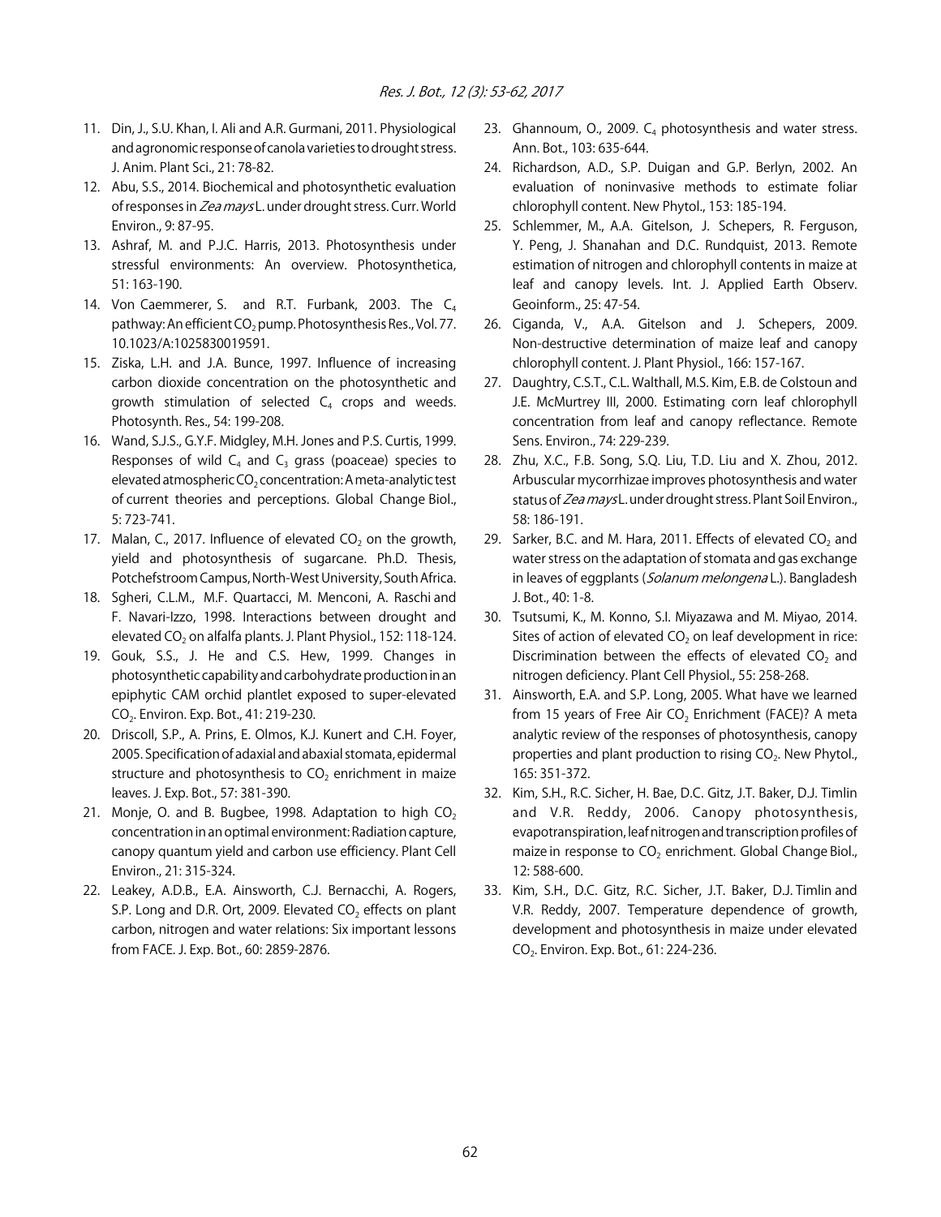11. Din, J., S.U. Khan, I. Ali and A.R. Gurmani, 2011. Physiological and agronomic response of canola varieties to drought stress. J. Anim. Plant Sci., 21: 78-82.
12. Abu, S.S., 2014. Biochemical and photosynthetic evaluation of responses in *Zea mays* L. under drought stress. Curr. World Environ., 9: 87-95.
13. Ashraf, M. and P.J.C. Harris, 2013. Photosynthesis under stressful environments: An overview. Photosynthetica, 51: 163-190.
14. Von Caemmerer, S. and R.T. Furbank, 2003. The $C_4$ pathway: An efficient $CO_2$ pump. Photosynthesis Res., Vol. 77. 10.1023/A:1025830019591.
15. Ziska, L.H. and J.A. Bunce, 1997. Influence of increasing carbon dioxide concentration on the photosynthetic and growth stimulation of selected $C_4$ crops and weeds. Photosynth. Res., 54: 199-208.
16. Wand, S.J.S., G.Y.F. Midgley, M.H. Jones and P.S. Curtis, 1999. Responses of wild $C_4$ and $C_3$ grass (poaceae) species to elevated atmospheric $CO_2$ concentration: A meta-analytic test of current theories and perceptions. Global Change Biol., 5: 723-741.
17. Malan, C., 2017. Influence of elevated $CO_2$ on the growth, yield and photosynthesis of sugarcane. Ph.D. Thesis, Potchefstroom Campus, North-West University, South Africa.
18. Sgheri, C.L.M., M.F. Quartacci, M. Menconi, A. Raschi and F. Navari-Izzo, 1998. Interactions between drought and elevated $CO_2$ on alfalfa plants. J. Plant Physiol., 152: 118-124.
19. Gouk, S.S., J. He and C.S. Hew, 1999. Changes in photosynthetic capability and carbohydrate production in an epiphytic CAM orchid plantlet exposed to super-elevated $CO_2$. Environ. Exp. Bot., 41: 219-230.
20. Driscoll, S.P., A. Prins, E. Olmos, K.J. Kunert and C.H. Foyer, 2005. Specification of adaxial and abaxial stomata, epidermal structure and photosynthesis to $CO_2$ enrichment in maize leaves. J. Exp. Bot., 57: 381-390.
21. Monje, O. and B. Bugbee, 1998. Adaptation to high $CO_2$ concentration in an optimal environment: Radiation capture, canopy quantum yield and carbon use efficiency. Plant Cell Environ., 21: 315-324.
22. Leakey, A.D.B., E.A. Ainsworth, C.J. Bernacchi, A. Rogers, S.P. Long and D.R. Ort, 2009. Elevated $CO_2$ effects on plant carbon, nitrogen and water relations: Six important lessons from FACE. J. Exp. Bot., 60: 2859-2876.
23. Ghannoum, O., 2009. $C_4$ photosynthesis and water stress. Ann. Bot., 103: 635-644.
24. Richardson, A.D., S.P. Duigan and G.P. Berlyn, 2002. An evaluation of noninvasive methods to estimate foliar chlorophyll content. New Phytol., 153: 185-194.
25. Schlemmer, M., A.A. Gitelson, J. Schepers, R. Ferguson, Y. Peng, J. Shanahan and D.C. Rundquist, 2013. Remote estimation of nitrogen and chlorophyll contents in maize at leaf and canopy levels. Int. J. Applied Earth Observ. Geoinform., 25: 47-54.
26. Ciganda, V., A.A. Gitelson and J. Schepers, 2009. Non-destructive determination of maize leaf and canopy chlorophyll content. J. Plant Physiol., 166: 157-167.
27. Daughtry, C.S.T., C.L. Walthall, M.S. Kim, E.B. de Colstoun and J.E. McMurtrey III, 2000. Estimating corn leaf chlorophyll concentration from leaf and canopy reflectance. Remote Sens. Environ., 74: 229-239.
28. Zhu, X.C., F.B. Song, S.Q. Liu, T.D. Liu and X. Zhou, 2012. Arbuscular mycorrhizae improves photosynthesis and water status of *Zea mays* L. under drought stress. Plant Soil Environ., 58: 186-191.
29. Sarker, B.C. and M. Hara, 2011. Effects of elevated $CO_2$ and water stress on the adaptation of stomata and gas exchange in leaves of eggplants (*Solanum melongena* L.). Bangladesh J. Bot., 40: 1-8.
30. Tsutsumi, K., M. Konno, S.I. Miyazawa and M. Miyao, 2014. Sites of action of elevated $CO_2$ on leaf development in rice: Discrimination between the effects of elevated $CO_2$ and nitrogen deficiency. Plant Cell Physiol., 55: 258-268.
31. Ainsworth, E.A. and S.P. Long, 2005. What have we learned from 15 years of Free Air $CO_2$ Enrichment (FACE)? A meta analytic review of the responses of photosynthesis, canopy properties and plant production to rising $CO_2$. New Phytol., 165: 351-372.
32. Kim, S.H., R.C. Sicher, H. Bae, D.C. Gitz, J.T. Baker, D.J. Timlin and V.R. Reddy, 2006. Canopy photosynthesis, evapotranspiration, leaf nitrogen and transcription profiles of maize in response to $CO_2$ enrichment. Global Change Biol., 12: 588-600.
33. Kim, S.H., D.C. Gitz, R.C. Sicher, J.T. Baker, D.J. Timlin and V.R. Reddy, 2007. Temperature dependence of growth, development and photosynthesis in maize under elevated $CO_2$. Environ. Exp. Bot., 61: 224-236.